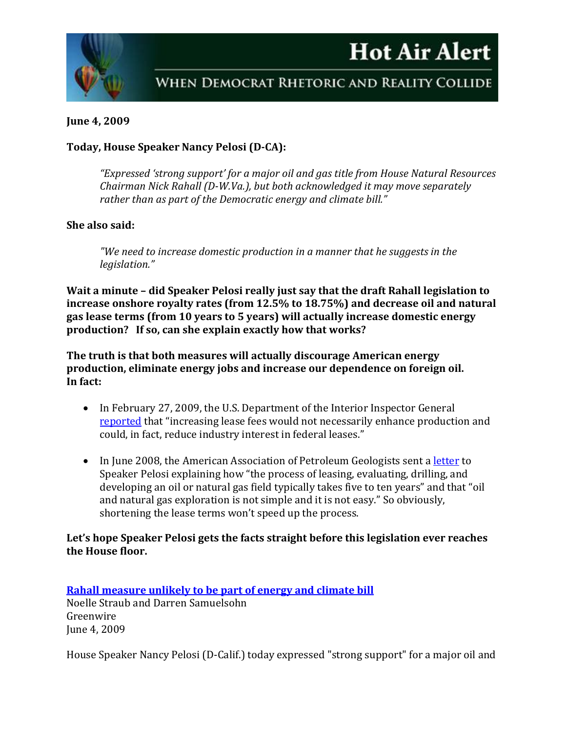# Hot Air Alert

## When Democrat Rhetoric and Reality Collide

**June 4, 2009**

**Today, House Speaker Nancy Pelosi (D-CA):**

> *"Expressed 'strong support' for a major oil and gas title from House Natural Resources Chairman Nick Rahall (D-W.Va.), but both acknowledged it may move separately rather than as part of the Democratic energy and climate bill."*

**She also said:**

> *"We need to increase domestic production in a manner that he suggests in the legislation."*

**Wait a minute – did Speaker Pelosi really just say that the draft Rahall legislation to increase onshore royalty rates (from 12.5% to 18.75%) and decrease oil and natural gas lease terms (from 10 years to 5 years) will actually increase domestic energy production? If so, can she explain exactly how that works?**

**The truth is that both measures will actually discourage American energy production, eliminate energy jobs and increase our dependence on foreign oil. In fact:**

- In February 27, 2009, the U.S. Department of the Interior Inspector General reported that "increasing lease fees would not necessarily enhance production and could, in fact, reduce industry interest in federal leases."
- In June 2008, the American Association of Petroleum Geologists sent a letter to Speaker Pelosi explaining how "the process of leasing, evaluating, drilling, and developing an oil or natural gas field typically takes five to ten years" and that "oil and natural gas exploration is not simple and it is not easy." So obviously, shortening the lease terms won't speed up the process.

**Let's hope Speaker Pelosi gets the facts straight before this legislation ever reaches the House floor.**

**Rahall measure unlikely to be part of energy and climate bill**
Noelle Straub and Darren Samuelsohn
Greenwire
June 4, 2009

House Speaker Nancy Pelosi (D-Calif.) today expressed "strong support" for a major oil and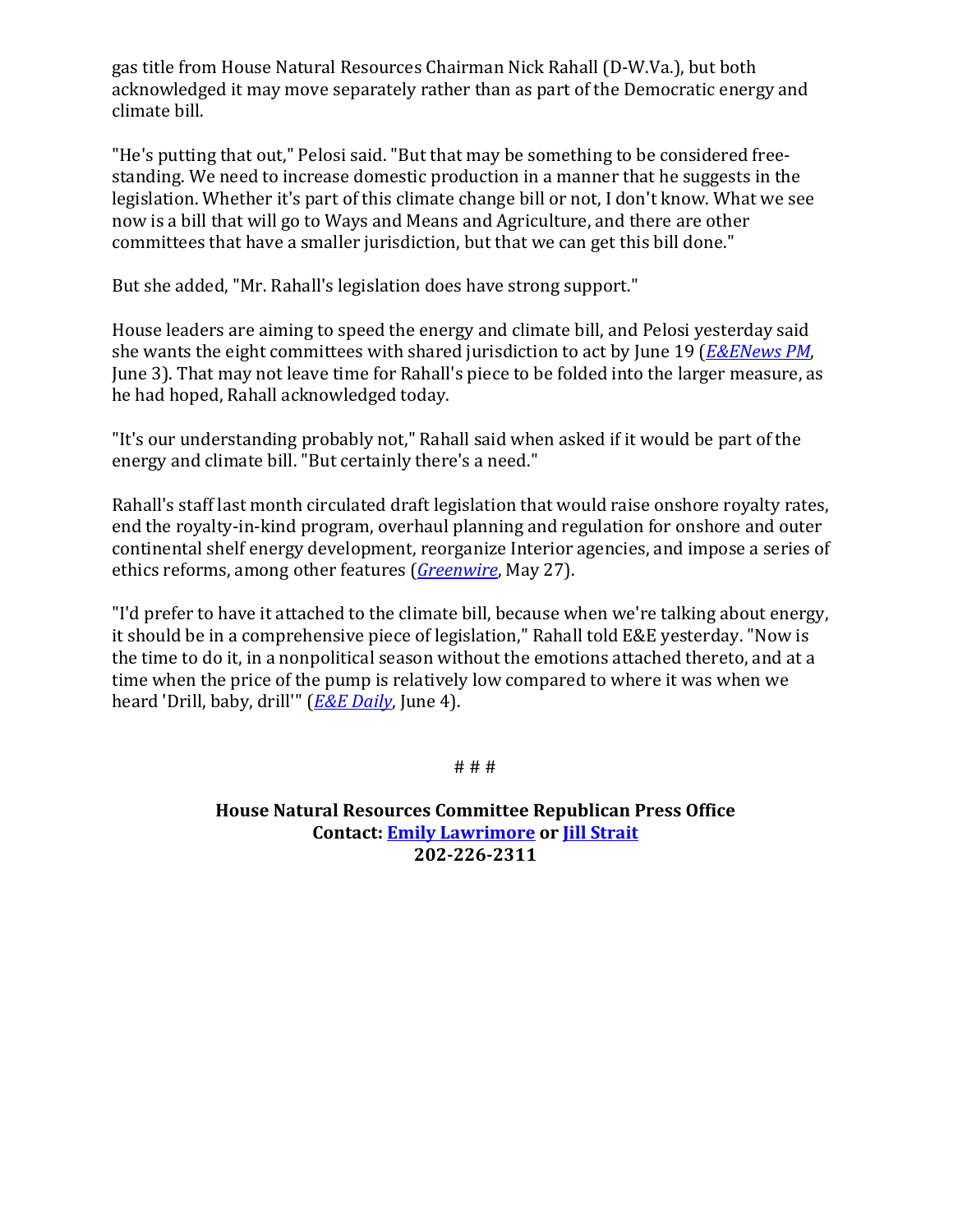gas title from House Natural Resources Chairman Nick Rahall (D-W.Va.), but both acknowledged it may move separately rather than as part of the Democratic energy and climate bill.

"He's putting that out," Pelosi said. "But that may be something to be considered free-standing. We need to increase domestic production in a manner that he suggests in the legislation. Whether it's part of this climate change bill or not, I don't know. What we see now is a bill that will go to Ways and Means and Agriculture, and there are other committees that have a smaller jurisdiction, but that we can get this bill done."

But she added, "Mr. Rahall's legislation does have strong support."

House leaders are aiming to speed the energy and climate bill, and Pelosi yesterday said she wants the eight committees with shared jurisdiction to act by June 19 (*E&ENews PM*, June 3). That may not leave time for Rahall's piece to be folded into the larger measure, as he had hoped, Rahall acknowledged today.

"It's our understanding probably not," Rahall said when asked if it would be part of the energy and climate bill. "But certainly there's a need."

Rahall's staff last month circulated draft legislation that would raise onshore royalty rates, end the royalty-in-kind program, overhaul planning and regulation for onshore and outer continental shelf energy development, reorganize Interior agencies, and impose a series of ethics reforms, among other features (*Greenwire*, May 27).

"I'd prefer to have it attached to the climate bill, because when we're talking about energy, it should be in a comprehensive piece of legislation," Rahall told E&E yesterday. "Now is the time to do it, in a nonpolitical season without the emotions attached thereto, and at a time when the price of the pump is relatively low compared to where it was when we heard 'Drill, baby, drill'" (*E&E Daily*, June 4).

# # #

**House Natural Resources Committee Republican Press Office**
**Contact: Emily Lawrimore or Jill Strait**
**202-226-2311**